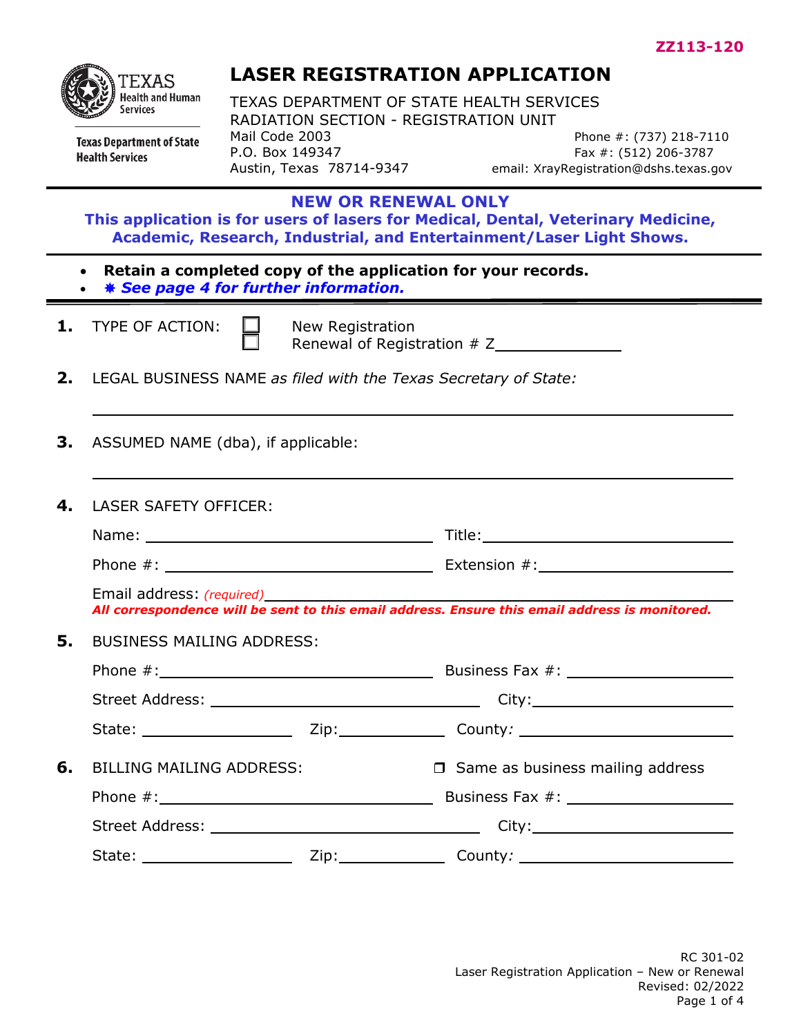ZZ113-120

Texas Health and Human Services

Texas Department of State Health Services

# LASER REGISTRATION APPLICATION

TEXAS DEPARTMENT OF STATE HEALTH SERVICES
RADIATION SECTION - REGISTRATION UNIT
Mail Code 2003
P.O. Box 149347
Austin, Texas 78714-9347

Phone #: (737) 218-7110
Fax #: (512) 206-3787
email: XrayRegistration@dshs.texas.gov

**NEW OR RENEWAL ONLY**

**This application is for users of lasers for Medical, Dental, Veterinary Medicine, Academic, Research, Industrial, and Entertainment/Laser Light Shows.**

- **Retain a completed copy of the application for your records.**
- ***✹ See page 4 for further information.***

**1.** TYPE OF ACTION:
☐ New Registration
☐ Renewal of Registration # Z______________

**2.** LEGAL BUSINESS NAME *as filed with the Texas Secretary of State:*

_______________________________________________

**3.** ASSUMED NAME (dba), if applicable:

_______________________________________________

**4.** LASER SAFETY OFFICER:

Name: ______________________ Title: ______________________

Phone #: ______________________ Extension #: ______________________

Email address: *(required)* ______________________

***All correspondence will be sent to this email address. Ensure this email address is monitored.***

**5.** BUSINESS MAILING ADDRESS:

Phone #: ______________________ Business Fax #: ______________________

Street Address: ______________________ City: ______________________

State: ____________ Zip: ____________ County: ______________________

**6.** BILLING MAILING ADDRESS: ☐ Same as business mailing address

Phone #: ______________________ Business Fax #: ______________________

Street Address: ______________________ City: ______________________

State: ____________ Zip: ____________ County: ______________________

RC 301-02
Laser Registration Application – New or Renewal
Revised: 02/2022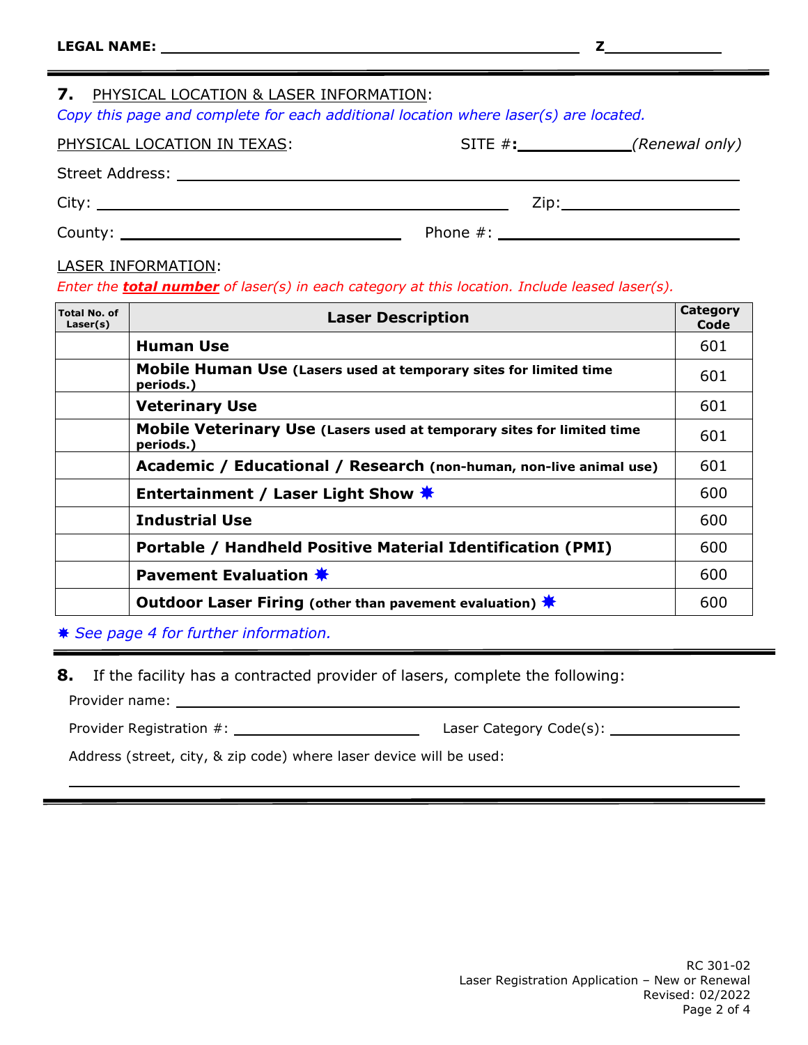**LEGAL NAME:** ______________________________ **Z**____________

## 7. PHYSICAL LOCATION & LASER INFORMATION:

*Copy this page and complete for each additional location where laser(s) are located.*

PHYSICAL LOCATION IN TEXAS: SITE #:____________*(Renewal only)*

Street Address: ______________________________

City: ______________________________ Zip:____________

County: ______________________________ Phone #: ______________________________

LASER INFORMATION:

*Enter the **total number** of laser(s) in each category at this location. Include leased laser(s).*

| Total No. of Laser(s) | Laser Description | Category Code |
|---|---|---|
| | **Human Use** | 601 |
| | **Mobile Human Use (Lasers used at temporary sites for limited time periods.)** | 601 |
| | **Veterinary Use** | 601 |
| | **Mobile Veterinary Use (Lasers used at temporary sites for limited time periods.)** | 601 |
| | **Academic / Educational / Research (non-human, non-live animal use)** | 601 |
| | **Entertainment / Laser Light Show** ✸ | 600 |
| | **Industrial Use** | 600 |
| | **Portable / Handheld Positive Material Identification (PMI)** | 600 |
| | **Pavement Evaluation** ✸ | 600 |
| | **Outdoor Laser Firing (other than pavement evaluation)** ✸ | 600 |

✸ *See page 4 for further information.*

## 8. If the facility has a contracted provider of lasers, complete the following:

Provider name: ______________________________

Provider Registration #: ____________________ Laser Category Code(s): ____________

Address (street, city, & zip code) where laser device will be used:

______________________________

RC 301-02
Laser Registration Application – New or Renewal
Revised: 02/2022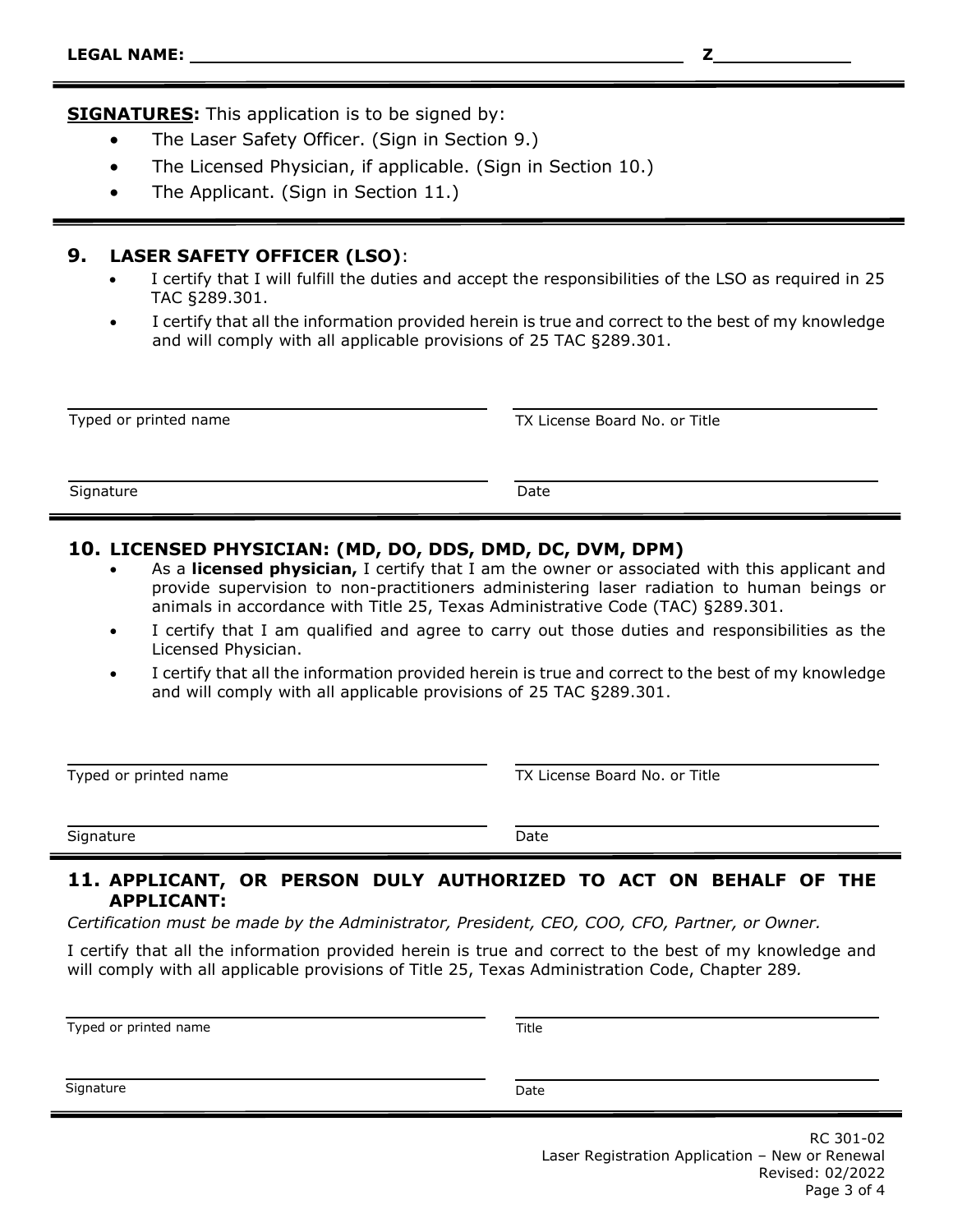**LEGAL NAME:** ______________________________ **Z** ____________

**SIGNATURES:** This application is to be signed by:

- The Laser Safety Officer. (Sign in Section 9.)
- The Licensed Physician, if applicable. (Sign in Section 10.)
- The Applicant. (Sign in Section 11.)

## 9. LASER SAFETY OFFICER (LSO):

- I certify that I will fulfill the duties and accept the responsibilities of the LSO as required in 25 TAC §289.301.
- I certify that all the information provided herein is true and correct to the best of my knowledge and will comply with all applicable provisions of 25 TAC §289.301.

| | |
|---|---|
| Typed or printed name | TX License Board No. or Title |
| Signature | Date |

## 10. LICENSED PHYSICIAN: (MD, DO, DDS, DMD, DC, DVM, DPM)

- As a **licensed physician,** I certify that I am the owner or associated with this applicant and provide supervision to non-practitioners administering laser radiation to human beings or animals in accordance with Title 25, Texas Administrative Code (TAC) §289.301.
- I certify that I am qualified and agree to carry out those duties and responsibilities as the Licensed Physician.
- I certify that all the information provided herein is true and correct to the best of my knowledge and will comply with all applicable provisions of 25 TAC §289.301.

| | |
|---|---|
| Typed or printed name | TX License Board No. or Title |
| Signature | Date |

## 11. APPLICANT, OR PERSON DULY AUTHORIZED TO ACT ON BEHALF OF THE APPLICANT:

*Certification must be made by the Administrator, President, CEO, COO, CFO, Partner, or Owner.*

I certify that all the information provided herein is true and correct to the best of my knowledge and will comply with all applicable provisions of Title 25, Texas Administration Code, Chapter 289*.*

| | |
|---|---|
| Typed or printed name | Title |
| Signature | Date |

RC 301-02
Laser Registration Application – New or Renewal
Revised: 02/2022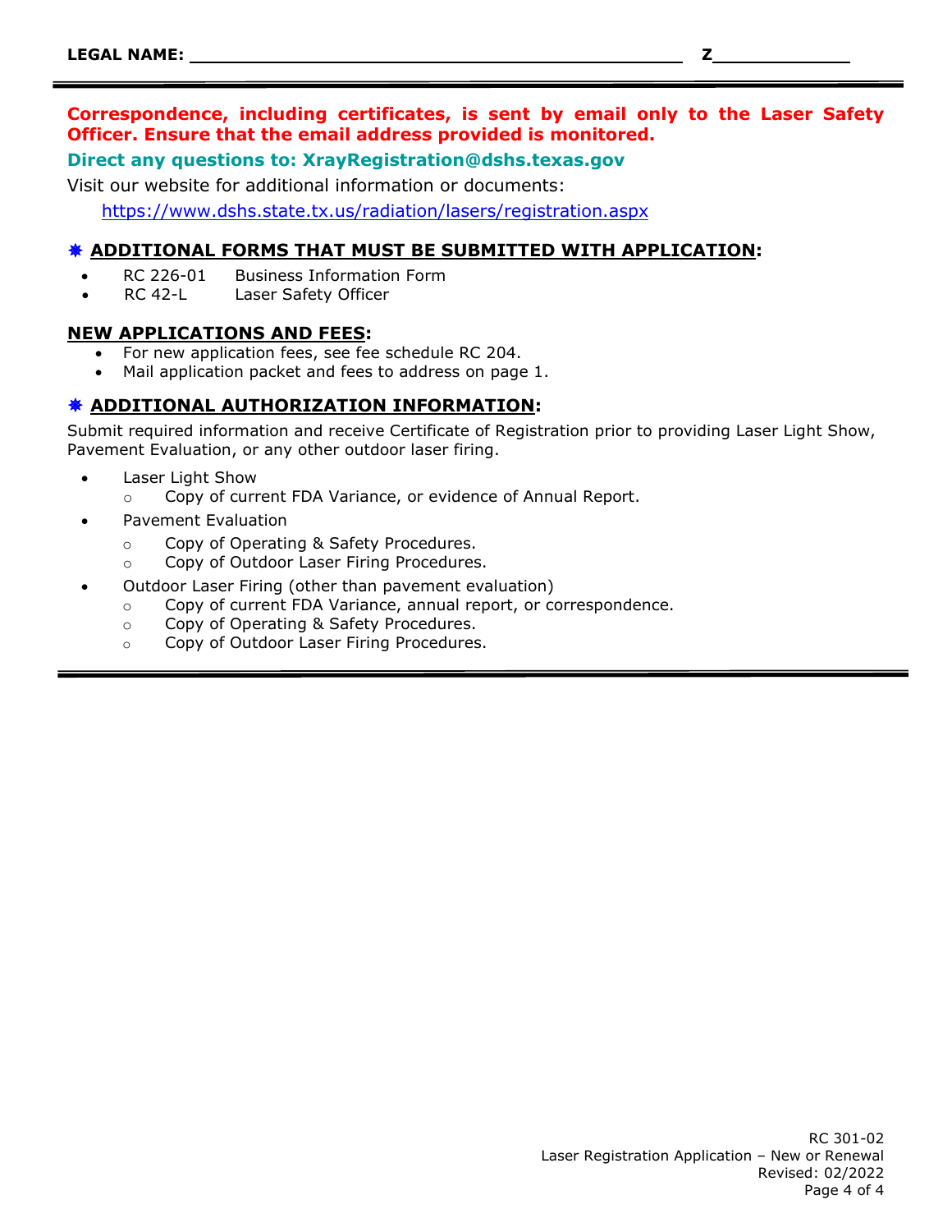**LEGAL NAME:** ______________________________ **Z**__________

**Correspondence, including certificates, is sent by email only to the Laser Safety Officer. Ensure that the email address provided is monitored.**

**Direct any questions to: XrayRegistration@dshs.texas.gov**

Visit our website for additional information or documents:

https://www.dshs.state.tx.us/radiation/lasers/registration.aspx

## ✷ ADDITIONAL FORMS THAT MUST BE SUBMITTED WITH APPLICATION:

- RC 226-01 Business Information Form
- RC 42-L Laser Safety Officer

## NEW APPLICATIONS AND FEES:

- For new application fees, see fee schedule RC 204.
- Mail application packet and fees to address on page 1.

## ✷ ADDITIONAL AUTHORIZATION INFORMATION:

Submit required information and receive Certificate of Registration prior to providing Laser Light Show, Pavement Evaluation, or any other outdoor laser firing.

- Laser Light Show
  - Copy of current FDA Variance, or evidence of Annual Report.
- Pavement Evaluation
  - Copy of Operating & Safety Procedures.
  - Copy of Outdoor Laser Firing Procedures.
- Outdoor Laser Firing (other than pavement evaluation)
  - Copy of current FDA Variance, annual report, or correspondence.
  - Copy of Operating & Safety Procedures.
  - Copy of Outdoor Laser Firing Procedures.

RC 301-02
Laser Registration Application – New or Renewal
Revised: 02/2022